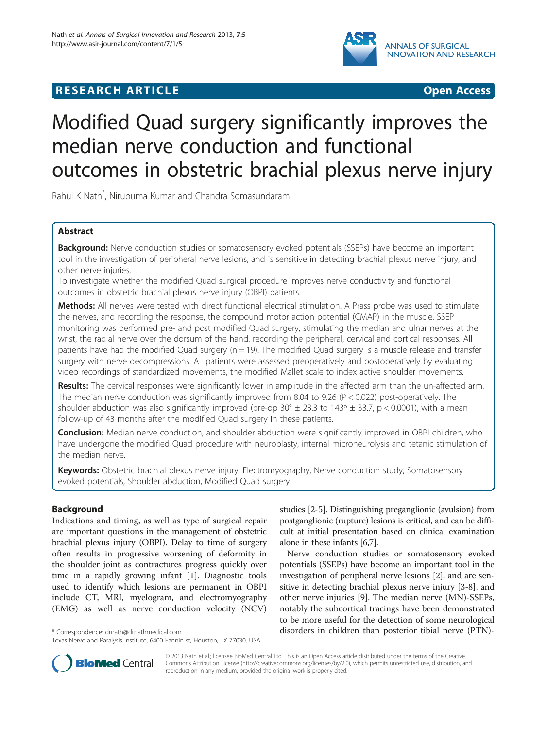**RESEARCH ARTICLE** **Open Access**

# Modified Quad surgery significantly improves the median nerve conduction and functional outcomes in obstetric brachial plexus nerve injury

Rahul K Nath*, Nirupuma Kumar and Chandra Somasundaram

## Abstract

**Background:** Nerve conduction studies or somatosensory evoked potentials (SSEPs) have become an important tool in the investigation of peripheral nerve lesions, and is sensitive in detecting brachial plexus nerve injury, and other nerve injuries.

To investigate whether the modified Quad surgical procedure improves nerve conductivity and functional outcomes in obstetric brachial plexus nerve injury (OBPI) patients.

**Methods:** All nerves were tested with direct functional electrical stimulation. A Prass probe was used to stimulate the nerves, and recording the response, the compound motor action potential (CMAP) in the muscle. SSEP monitoring was performed pre- and post modified Quad surgery, stimulating the median and ulnar nerves at the wrist, the radial nerve over the dorsum of the hand, recording the peripheral, cervical and cortical responses. All patients have had the modified Quad surgery (n = 19). The modified Quad surgery is a muscle release and transfer surgery with nerve decompressions. All patients were assessed preoperatively and postoperatively by evaluating video recordings of standardized movements, the modified Mallet scale to index active shoulder movements.

**Results:** The cervical responses were significantly lower in amplitude in the affected arm than the un-affected arm. The median nerve conduction was significantly improved from 8.04 to 9.26 ($P < 0.022$) post-operatively. The shoulder abduction was also significantly improved (pre-op 30° ± 23.3 to 143° ± 33.7, $p < 0.0001$), with a mean follow-up of 43 months after the modified Quad surgery in these patients.

**Conclusion:** Median nerve conduction, and shoulder abduction were significantly improved in OBPI children, who have undergone the modified Quad procedure with neuroplasty, internal microneurolysis and tetanic stimulation of the median nerve.

**Keywords:** Obstetric brachial plexus nerve injury, Electromyography, Nerve conduction study, Somatosensory evoked potentials, Shoulder abduction, Modified Quad surgery

## Background

Indications and timing, as well as type of surgical repair are important questions in the management of obstetric brachial plexus injury (OBPI). Delay to time of surgery often results in progressive worsening of deformity in the shoulder joint as contractures progress quickly over time in a rapidly growing infant [1]. Diagnostic tools used to identify which lesions are permanent in OBPI include CT, MRI, myelogram, and electromyography (EMG) as well as nerve conduction velocity (NCV) studies [2-5]. Distinguishing preganglionic (avulsion) from postganglionic (rupture) lesions is critical, and can be difficult at initial presentation based on clinical examination alone in these infants [6,7].

Nerve conduction studies or somatosensory evoked potentials (SSEPs) have become an important tool in the investigation of peripheral nerve lesions [2], and are sensitive in detecting brachial plexus nerve injury [3-8], and other nerve injuries [9]. The median nerve (MN)-SSEPs, notably the subcortical tracings have been demonstrated to be more useful for the detection of some neurological disorders in children than posterior tibial nerve (PTN)-

* Correspondence: drnath@drnathmedical.com
Texas Nerve and Paralysis Institute, 6400 Fannin st, Houston, TX 77030, USA

© 2013 Nath et al.; licensee BioMed Central Ltd. This is an Open Access article distributed under the terms of the Creative Commons Attribution License (http://creativecommons.org/licenses/by/2.0), which permits unrestricted use, distribution, and reproduction in any medium, provided the original work is properly cited.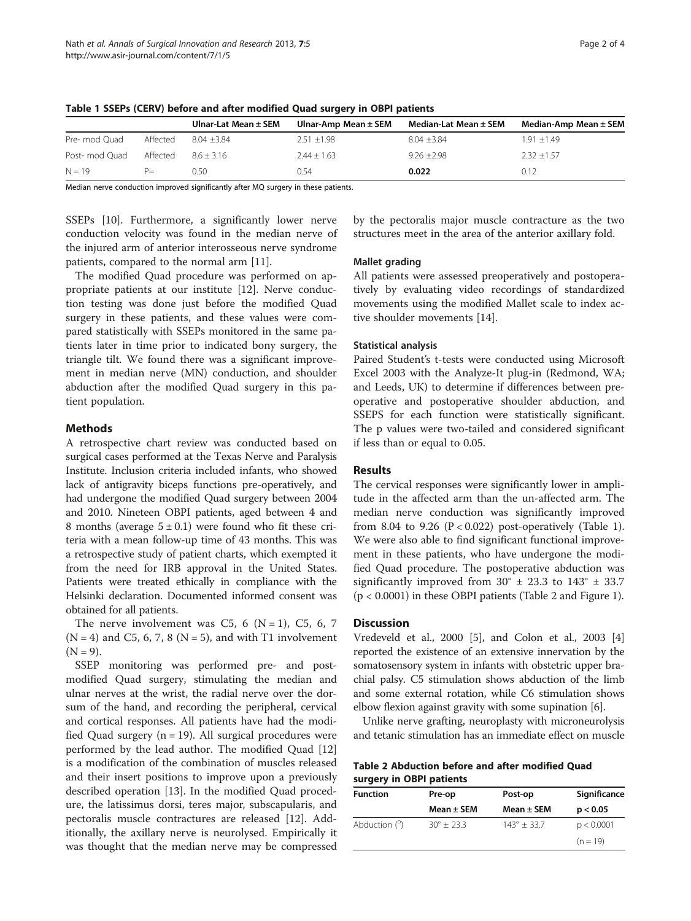**Table 1 SSEPs (CERV) before and after modified Quad surgery in OBPI patients**

| | | Ulnar-Lat Mean ± SEM | Ulnar-Amp Mean ± SEM | Median-Lat Mean ± SEM | Median-Amp Mean ± SEM |
|---|---|---|---|---|---|
| Pre- mod Quad | Affected | 8.04 ±3.84 | 2.51 ±1.98 | 8.04 ±3.84 | 1.91 ±1.49 |
| Post- mod Quad | Affected | 8.6 ± 3.16 | 2.44 ± 1.63 | 9.26 ±2.98 | 2.32 ±1.57 |
| N = 19 | P= | 0.50 | 0.54 | **0.022** | 0.12 |

Median nerve conduction improved significantly after MQ surgery in these patients.

SSEPs [10]. Furthermore, a significantly lower nerve conduction velocity was found in the median nerve of the injured arm of anterior interosseous nerve syndrome patients, compared to the normal arm [11].

The modified Quad procedure was performed on appropriate patients at our institute [12]. Nerve conduction testing was done just before the modified Quad surgery in these patients, and these values were compared statistically with SSEPs monitored in the same patients later in time prior to indicated bony surgery, the triangle tilt. We found there was a significant improvement in median nerve (MN) conduction, and shoulder abduction after the modified Quad surgery in this patient population.

## Methods

A retrospective chart review was conducted based on surgical cases performed at the Texas Nerve and Paralysis Institute. Inclusion criteria included infants, who showed lack of antigravity biceps functions pre-operatively, and had undergone the modified Quad surgery between 2004 and 2010. Nineteen OBPI patients, aged between 4 and 8 months (average $5 \pm 0.1$) were found who fit these criteria with a mean follow-up time of 43 months. This was a retrospective study of patient charts, which exempted it from the need for IRB approval in the United States. Patients were treated ethically in compliance with the Helsinki declaration. Documented informed consent was obtained for all patients.

The nerve involvement was C5, 6 (N = 1), C5, 6, 7 (N = 4) and C5, 6, 7, 8 (N = 5), and with T1 involvement (N = 9).

SSEP monitoring was performed pre- and post-modified Quad surgery, stimulating the median and ulnar nerves at the wrist, the radial nerve over the dorsum of the hand, and recording the peripheral, cervical and cortical responses. All patients have had the modified Quad surgery (n = 19). All surgical procedures were performed by the lead author. The modified Quad [12] is a modification of the combination of muscles released and their insert positions to improve upon a previously described operation [13]. In the modified Quad procedure, the latissimus dorsi, teres major, subscapularis, and pectoralis muscle contractures are released [12]. Additionally, the axillary nerve is neurolysed. Empirically it was thought that the median nerve may be compressed by the pectoralis major muscle contracture as the two structures meet in the area of the anterior axillary fold.

### Mallet grading

All patients were assessed preoperatively and postoperatively by evaluating video recordings of standardized movements using the modified Mallet scale to index active shoulder movements [14].

### Statistical analysis

Paired Student's t-tests were conducted using Microsoft Excel 2003 with the Analyze-It plug-in (Redmond, WA; and Leeds, UK) to determine if differences between preoperative and postoperative shoulder abduction, and SSEPS for each function were statistically significant. The p values were two-tailed and considered significant if less than or equal to 0.05.

## Results

The cervical responses were significantly lower in amplitude in the affected arm than the un-affected arm. The median nerve conduction was significantly improved from 8.04 to 9.26 ($P < 0.022$) post-operatively (Table 1). We were also able to find significant functional improvement in these patients, who have undergone the modified Quad procedure. The postoperative abduction was significantly improved from 30° ± 23.3 to 143° ± 33.7 ($p < 0.0001$) in these OBPI patients (Table 2 and Figure 1).

## Discussion

Vredeveld et al., 2000 [5], and Colon et al., 2003 [4] reported the existence of an extensive innervation by the somatosensory system in infants with obstetric upper brachial palsy. C5 stimulation shows abduction of the limb and some external rotation, while C6 stimulation shows elbow flexion against gravity with some supination [6].

Unlike nerve grafting, neuroplasty with microneurolysis and tetanic stimulation has an immediate effect on muscle

**Table 2 Abduction before and after modified Quad surgery in OBPI patients**

| Function | Pre-op | Post-op | Significance |
|---|---|---|---|
| | Mean ± SEM | Mean ± SEM | p < 0.05 |
| Abduction (°) | 30° ± 23.3 | 143° ± 33.7 | p < 0.0001 |
| | | | (n = 19) |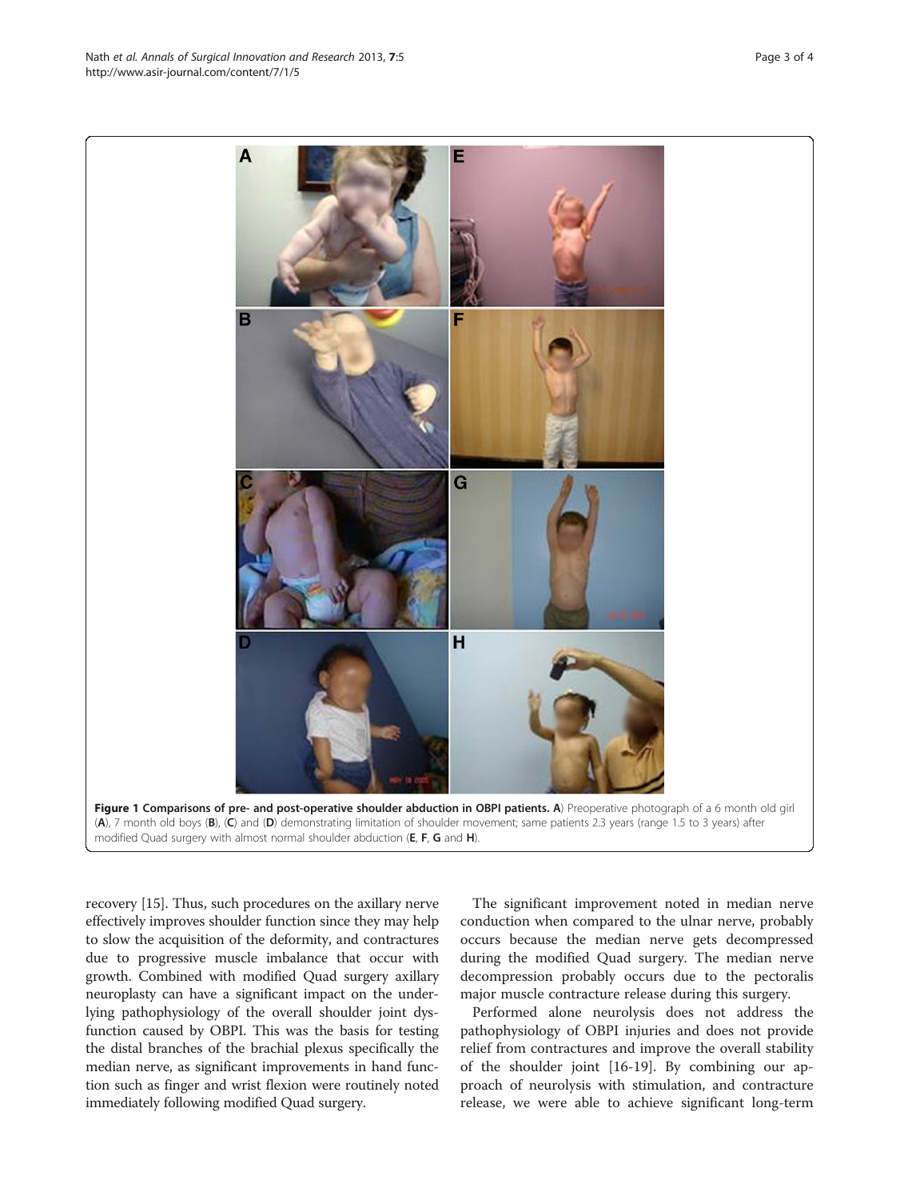**Figure 1 Comparisons of pre- and post-operative shoulder abduction in OBPI patients. A**) Preoperative photograph of a 6 month old girl (**A**), 7 month old boys (**B**), (**C**) and (**D**) demonstrating limitation of shoulder movement; same patients 2.3 years (range 1.5 to 3 years) after modified Quad surgery with almost normal shoulder abduction (**E**, **F**, **G** and **H**).

recovery [15]. Thus, such procedures on the axillary nerve effectively improves shoulder function since they may help to slow the acquisition of the deformity, and contractures due to progressive muscle imbalance that occur with growth. Combined with modified Quad surgery axillary neuroplasty can have a significant impact on the underlying pathophysiology of the overall shoulder joint dysfunction caused by OBPI. This was the basis for testing the distal branches of the brachial plexus specifically the median nerve, as significant improvements in hand function such as finger and wrist flexion were routinely noted immediately following modified Quad surgery.

The significant improvement noted in median nerve conduction when compared to the ulnar nerve, probably occurs because the median nerve gets decompressed during the modified Quad surgery. The median nerve decompression probably occurs due to the pectoralis major muscle contracture release during this surgery.

Performed alone neurolysis does not address the pathophysiology of OBPI injuries and does not provide relief from contractures and improve the overall stability of the shoulder joint [16-19]. By combining our approach of neurolysis with stimulation, and contracture release, we were able to achieve significant long-term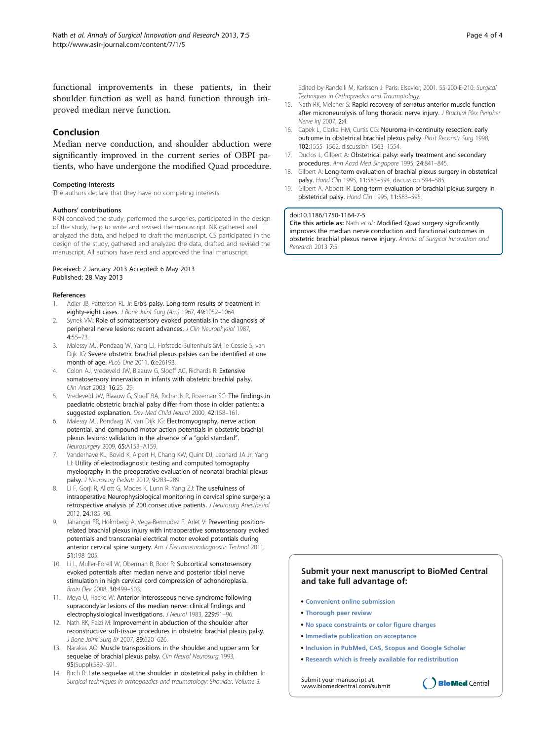functional improvements in these patients, in their shoulder function as well as hand function through improved median nerve function.

## Conclusion

Median nerve conduction, and shoulder abduction were significantly improved in the current series of OBPI patients, who have undergone the modified Quad procedure.

#### Competing interests

The authors declare that they have no competing interests.

#### Authors' contributions

RKN conceived the study, performed the surgeries, participated in the design of the study, help to write and revised the manuscript. NK gathered and analyzed the data, and helped to draft the manuscript. CS participated in the design of the study, gathered and analyzed the data, drafted and revised the manuscript. All authors have read and approved the final manuscript.

Received: 2 January 2013 Accepted: 6 May 2013
Published: 28 May 2013

#### References

1. Adler JB, Patterson RL Jr: **Erb's palsy. Long-term results of treatment in eighty-eight cases.** *J Bone Joint Surg (Am)* 1967, **49:**1052–1064.
2. Synek VM: **Role of somatosensory evoked potentials in the diagnosis of peripheral nerve lesions: recent advances.** *J Clin Neurophysiol* 1987, **4:**55–73.
3. Malessy MJ, Pondaag W, Yang LJ, Hofstede-Buitenhuis SM, le Cessie S, van Dijk JG: **Severe obstetric brachial plexus palsies can be identified at one month of age.** *PLoS One* 2011, **6:**e26193.
4. Colon AJ, Vredeveld JW, Blaauw G, Slooff AC, Richards R: **Extensive somatosensory innervation in infants with obstetric brachial palsy.** *Clin Anat* 2003, **16:**25–29.
5. Vredeveld JW, Blaauw G, Slooff BA, Richards R, Rozeman SC: **The findings in paediatric obstetric brachial palsy differ from those in older patients: a suggested explanation.** *Dev Med Child Neurol* 2000, **42:**158–161.
6. Malessy MJ, Pondaag W, van Dijk JG: **Electromyography, nerve action potential, and compound motor action potentials in obstetric brachial plexus lesions: validation in the absence of a "gold standard".** *Neurosurgery* 2009, **65:**A153–A159.
7. Vanderhave KL, Bovid K, Alpert H, Chang KW, Quint DJ, Leonard JA Jr, Yang LJ: **Utility of electrodiagnostic testing and computed tomography myelography in the preoperative evaluation of neonatal brachial plexus palsy.** *J Neurosurg Pediatr* 2012, **9:**283–289.
8. Li F, Gorji R, Allott G, Modes K, Lunn R, Yang ZJ: **The usefulness of intraoperative Neurophysiological monitoring in cervical spine surgery: a retrospective analysis of 200 consecutive patients.** *J Neurosurg Anesthesiol* 2012, **24:**185–90.
9. Jahangiri FR, Holmberg A, Vega-Bermudez F, Arlet V: **Preventing position-related brachial plexus injury with intraoperative somatosensory evoked potentials and transcranial electrical motor evoked potentials during anterior cervical spine surgery.** *Am J Electroneurodiagnostic Technol* 2011, **51:**198–205.
10. Li L, Muller-Forell W, Oberman B, Boor R: **Subcortical somatosensory evoked potentials after median nerve and posterior tibial nerve stimulation in high cervical cord compression of achondroplasia.** *Brain Dev* 2008, **30:**499–503.
11. Meya U, Hacke W: **Anterior interosseous nerve syndrome following supracondylar lesions of the median nerve: clinical findings and electrophysiological investigations.** *J Neurol* 1983, **229:**91–96.
12. Nath RK, Paizi M: **Improvement in abduction of the shoulder after reconstructive soft-tissue procedures in obstetric brachial plexus palsy.** *J Bone Joint Surg Br* 2007, **89:**620–626.
13. Narakas AO: **Muscle transpositions in the shoulder and upper arm for sequelae of brachial plexus palsy.** *Clin Neurol Neurosurg* 1993, **95**(Suppl):S89–S91.
14. Birch R: **Late sequelae at the shoulder in obstetrical palsy in children.** In *Surgical techniques in orthopaedics and traumatology: Shoulder. Volume 3.* Edited by Randelli M, Karlsson J. Paris: Elsevier; 2001. 55-200-E-210: *Surgical Techniques in Orthopaedics and Traumatology.*
15. Nath RK, Melcher S: **Rapid recovery of serratus anterior muscle function after microneurolysis of long thoracic nerve injury.** *J Brachial Plex Peripher Nerve Inj* 2007, **2:**4.
16. Capek L, Clarke HM, Curtis CG: **Neuroma-in-continuity resection: early outcome in obstetrical brachial plexus palsy.** *Plast Reconstr Surg* 1998, **102:**1555–1562. discussion 1563–1554.
17. Duclos L, Gilbert A: **Obstetrical palsy: early treatment and secondary procedures.** *Ann Acad Med Singapore* 1995, **24:**841–845.
18. Gilbert A: **Long-term evaluation of brachial plexus surgery in obstetrical palsy.** *Hand Clin* 1995, **11:**583–594. discussion 594–585.
19. Gilbert A, Abbott IR: **Long-term evaluation of brachial plexus surgery in obstetrical palsy.** *Hand Clin* 1995, **11:**583–595.

doi:10.1186/1750-1164-7-5
**Cite this article as:** Nath *et al.*: Modified Quad surgery significantly improves the median nerve conduction and functional outcomes in obstetric brachial plexus nerve injury. *Annals of Surgical Innovation and Research* 2013 **7:**5.

**Submit your next manuscript to BioMed Central and take full advantage of:**

- **Convenient online submission**
- **Thorough peer review**
- **No space constraints or color figure charges**
- **Immediate publication on acceptance**
- **Inclusion in PubMed, CAS, Scopus and Google Scholar**
- **Research which is freely available for redistribution**

Submit your manuscript at
www.biomedcentral.com/submit

BioMed Central